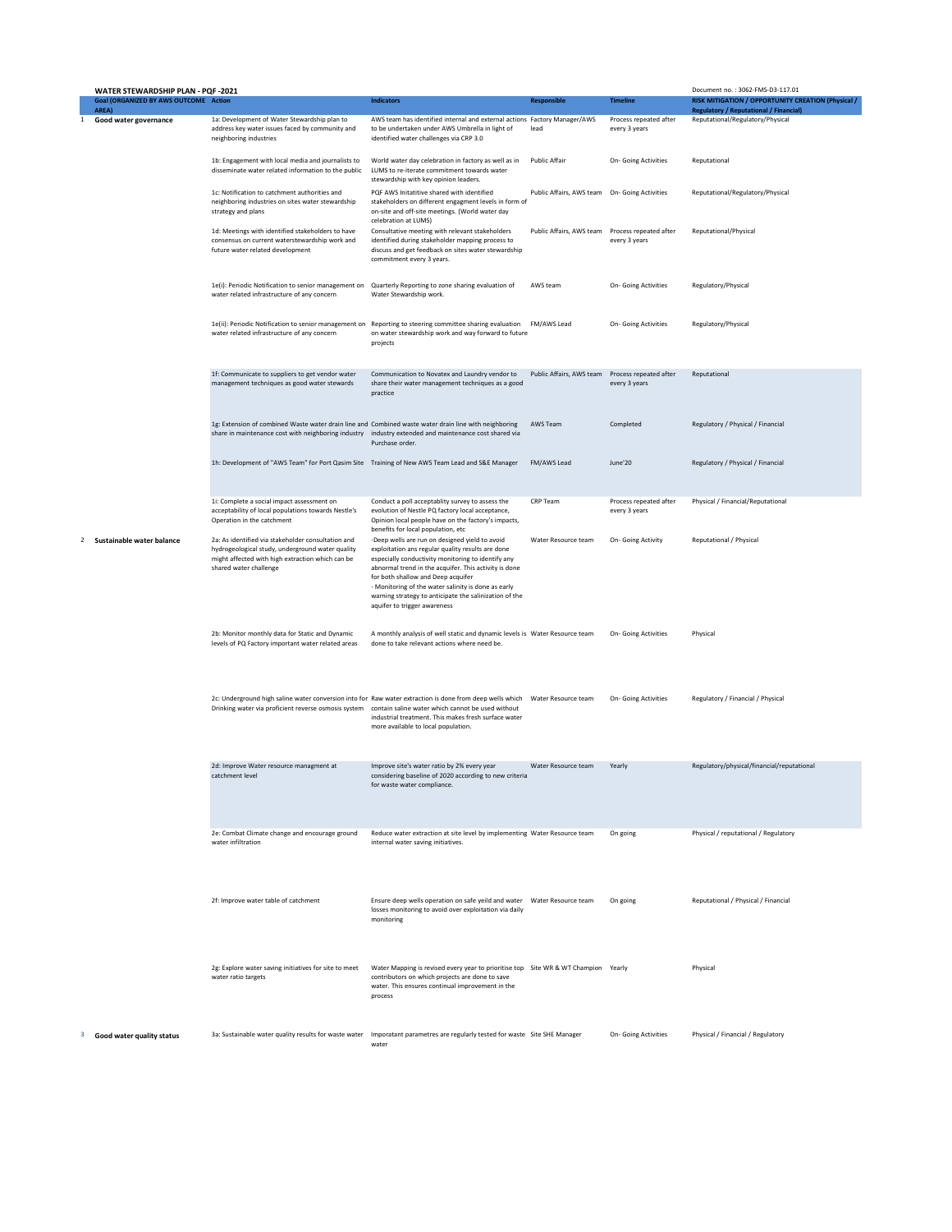**WATER STEWARDSHIP PLAN - PQF -2021**

Document no. : 3062-FMS-D3-117.01

| | Goal (ORGANIZED BY AWS OUTCOME AREA) | Action | Indicators | Responsible | Timeline | RISK MITIGATION / OPPORTUNITY CREATION (Physical / Regulatory / Reputational / Financial) |
|---|---|---|---|---|---|---|
| 1 | Good water governance | 1a: Development of Water Stewardship plan to address key water issues faced by community and neighboring industries | AWS team has identified internal and external actions to be undertaken under AWS Umbrella in light of identified water challenges via CRP 3.0 | Factory Manager/AWS lead | Process repeated after every 3 years | Reputational/Regulatory/Physical |
| | | 1b: Engagement with local media and journalists to disseminate water related information to the public | World water day celebration in factory as well as in LUMS to re-iterate commitment towards water stewardship with key opinion leaders. | Public Affair | On- Going Activities | Reputational |
| | | 1c: Notification to catchment authorities and neighboring industries on sites water stewardship strategy and plans | PQF AWS Initatitive shared with identified stakeholders on different engagment levels in form of on-site and off-site meetings. (World water day celebration at LUMS) | Public Affairs, AWS team | On- Going Activities | Reputational/Regulatory/Physical |
| | | 1d: Meetings with identified stakeholders to have consensus on current waterstewardship work and future water related development | Consultative meeting with relevant stakeholders identified during stakeholder mapping process to discuss and get feedback on sites water stewardship commitment every 3 years. | Public Affairs, AWS team | Process repeated after every 3 years | Reputational/Physical |
| | | 1e(i): Periodic Notification to senior management on water related infrastructure of any concern | Quarterly Reporting to zone sharing evaluation of Water Stewardship work. | AWS team | On- Going Activities | Regulatory/Physical |
| | | 1e(ii): Periodic Notification to senior management on water related infrastructure of any concern | Reporting to steering committee sharing evaluation on water stewardship work and way forward to future projects | FM/AWS Lead | On- Going Activities | Regulatory/Physical |
| | | 1f: Communicate to suppliers to get vendor water management techniques as good water stewards | Communication to Novatex and Laundry vendor to share their water management techniques as a good practice | Public Affairs, AWS team | Process repeated after every 3 years | Reputational |
| | | 1g: Extension of combined Waste water drain line and share in maintenance cost with neighboring industry | Combined waste water drain line with neighboring industry extended and maintenance cost shared via Purchase order. | AWS Team | Completed | Regulatory / Physical / Financial |
| | | 1h: Development of "AWS Team" for Port Qasim Site | Training of New AWS Team Lead and S&E Manager | FM/AWS Lead | June'20 | Regulatory / Physical / Financial |
| | | 1i: Complete a social impact assessment on acceptability of local populations towards Nestle's Operation in the catchment | Conduct a poll acceptablity survey to assess the evolution of Nestle PQ factory local acceptance, Opinion local people have on the factory's impacts, benefits for local population, etc | CRP Team | Process repeated after every 3 years | Physical / Financial/Reputational |
| 2 | Sustainable water balance | 2a: As identified via stakeholder consultation and hydrogeological study, underground water quality might affected with high extraction which can be shared water challenge | -Deep wells are run on designed yield to avoid exploitation ans regular quality results are done especially conductivity monitoring to identify any abnormal trend in the acquifer. This activity is done for both shallow and Deep acquifer<br>- Monitoring of the water salinity is done as early warning strategy to anticipate the salinization of the aquifer to trigger awareness | Water Resource team | On- Going Activity | Reputational / Physical |
| | | 2b: Monitor monthly data for Static and Dynamic levels of PQ Factory important water related areas | A monthly analysis of well static and dynamic levels is done to take relevant actions where need be. | Water Resource team | On- Going Activities | Physical |
| | | 2c: Underground high saline water conversion into for Drinking water via proficient reverse osmosis system | Raw water extraction is done from deep wells which contain saline water which cannot be used without industrial treatment. This makes fresh surface water more available to local population. | Water Resource team | On- Going Activities | Regulatory / Financial / Physical |
| | | 2d: Improve Water resource managment at catchment level | Improve site's water ratio by 2% every year considering baseline of 2020 according to new criteria for waste water compliance. | Water Resource team | Yearly | Regulatory/physical/financial/reputational |
| | | 2e: Combat Climate change and encourage ground water infiltration | Reduce water extraction at site level by implementing internal water saving initiatives. | Water Resource team | On going | Physical / reputational / Regulatory |
| | | 2f: Improve water table of catchment | Ensure deep wells operation on safe yeild and water losses monitoring to avoid over exploitation via daily monitoring | Water Resource team | On going | Reputational / Physical / Financial |
| | | 2g: Explore water saving initiatives for site to meet water ratio targets | Water Mapping is revised every year to prioritise top contributors on which projects are done to save water. This ensures continual improvement in the process | Site WR & WT Champion | Yearly | Physical |
| 3 | Good water quality status | 3a: Sustainable water quality results for waste water | Imporatant parametres are regularly tested for waste water | Site SHE Manager | On- Going Activities | Physical / Financial / Regulatory |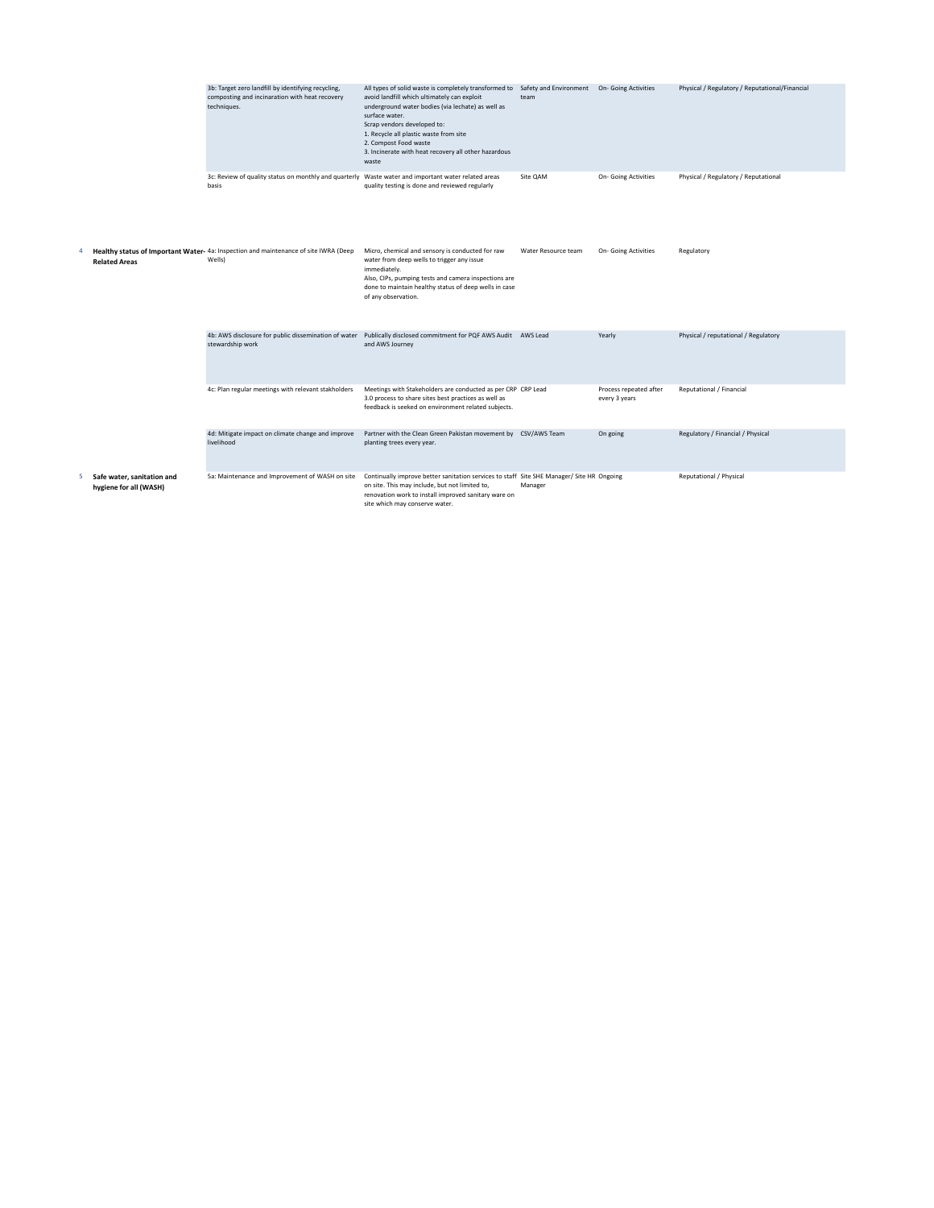| | | | | | | |
|---|---|---|---|---|---|---|
| | | 3b: Target zero landfill by identifying recycling, composting and incinaration with heat recovery techniques. | All types of solid waste is completely transformed to avoid landfill which ultimately can exploit underground water bodies (via lechate) as well as surface water.<br>Scrap vendors developed to:<br>1. Recycle all plastic waste from site<br>2. Compost Food waste<br>3. Incinerate with heat recovery all other hazardous waste | Safety and Environment team | On- Going Activities | Physical / Regulatory / Reputational/Financial |
| | | 3c: Review of quality status on monthly and quarterly basis | Waste water and important water related areas quality testing is done and reviewed regularly | Site QAM | On- Going Activities | Physical / Regulatory / Reputational |
| 4 | **Healthy status of Important Water-Related Areas** | 4a: Inspection and maintenance of site IWRA (Deep Wells) | Micro, chemical and sensory is conducted for raw water from deep wells to trigger any issue immediately.<br>Also, CIPs, pumping tests and camera inspections are done to maintain healthy status of deep wells in case of any observation. | Water Resource team | On- Going Activities | Regulatory |
| | | 4b: AWS disclosure for public dissemination of water stewardship work | Publically disclosed commitment for PQF AWS Audit and AWS Journey | AWS Lead | Yearly | Physical / reputational / Regulatory |
| | | 4c: Plan regular meetings with relevant stakholders | Meetings with Stakeholders are conducted as per CRP 3.0 process to share sites best practices as well as feedback is seeked on environment related subjects. | CRP Lead | Process repeated after every 3 years | Reputational / Financial |
| | | 4d: Mitigate impact on climate change and improve livelihood | Partner with the Clean Green Pakistan movement by planting trees every year. | CSV/AWS Team | On going | Regulatory / Financial / Physical |
| 5 | **Safe water, sanitation and hygiene for all (WASH)** | 5a: Maintenance and Improvement of WASH on site | Continually improve better sanitation services to staff on site. This may include, but not limited to, renovation work to install improved sanitary ware on site which may conserve water. | Site SHE Manager/ Site HR Manager | Ongoing | Reputational / Physical |